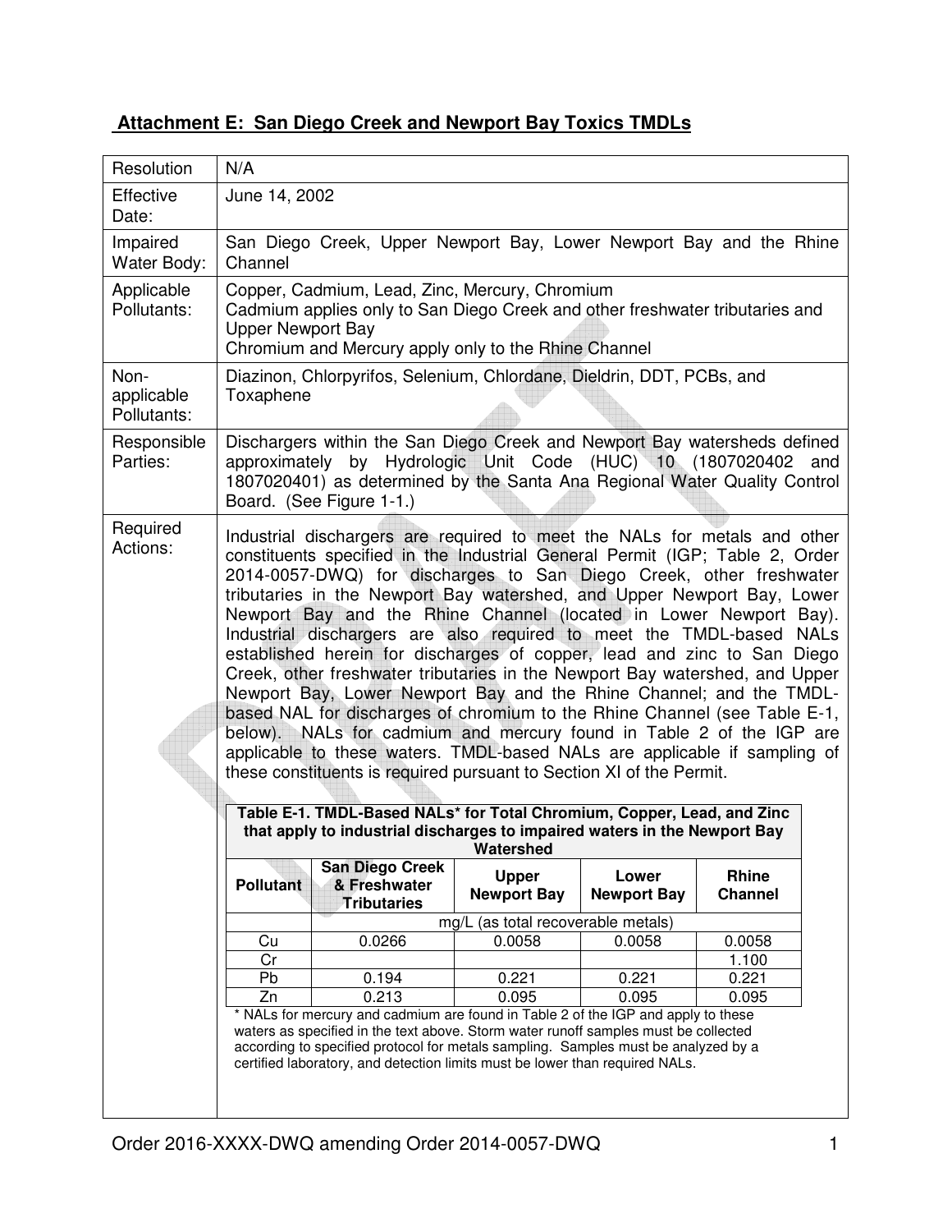## Attachment E: San Diego Creek and Newport Bay Toxics TMDLs

| | |
|---|---|
| Resolution | N/A |
| Effective Date: | June 14, 2002 |
| Impaired Water Body: | San Diego Creek, Upper Newport Bay, Lower Newport Bay and the Rhine Channel |
| Applicable Pollutants: | Copper, Cadmium, Lead, Zinc, Mercury, Chromium<br>Cadmium applies only to San Diego Creek and other freshwater tributaries and Upper Newport Bay<br>Chromium and Mercury apply only to the Rhine Channel |
| Non-applicable Pollutants: | Diazinon, Chlorpyrifos, Selenium, Chlordane, Dieldrin, DDT, PCBs, and Toxaphene |
| Responsible Parties: | Dischargers within the San Diego Creek and Newport Bay watersheds defined approximately by Hydrologic Unit Code (HUC) 10 (1807020402 and 1807020401) as determined by the Santa Ana Regional Water Quality Control Board. (See Figure 1-1.) |
| Required Actions: | Industrial dischargers are required to meet the NALs for metals and other constituents specified in the Industrial General Permit (IGP; Table 2, Order 2014-0057-DWQ) for discharges to San Diego Creek, other freshwater tributaries in the Newport Bay watershed, and Upper Newport Bay, Lower Newport Bay and the Rhine Channel (located in Lower Newport Bay). Industrial dischargers are also required to meet the TMDL-based NALs established herein for discharges of copper, lead and zinc to San Diego Creek, other freshwater tributaries in the Newport Bay watershed, and Upper Newport Bay, Lower Newport Bay and the Rhine Channel; and the TMDL-based NAL for discharges of chromium to the Rhine Channel (see Table E-1, below). NALs for cadmium and mercury found in Table 2 of the IGP are applicable to these waters. TMDL-based NALs are applicable if sampling of these constituents is required pursuant to Section XI of the Permit. |

**Table E-1. TMDL-Based NALs* for Total Chromium, Copper, Lead, and Zinc that apply to industrial discharges to impaired waters in the Newport Bay Watershed**

| Pollutant | San Diego Creek & Freshwater Tributaries | Upper Newport Bay | Lower Newport Bay | Rhine Channel |
|---|---|---|---|---|
| | mg/L (as total recoverable metals) | | | |
| Cu | 0.0266 | 0.0058 | 0.0058 | 0.0058 |
| Cr | | | | 1.100 |
| Pb | 0.194 | 0.221 | 0.221 | 0.221 |
| Zn | 0.213 | 0.095 | 0.095 | 0.095 |

* NALs for mercury and cadmium are found in Table 2 of the IGP and apply to these waters as specified in the text above. Storm water runoff samples must be collected according to specified protocol for metals sampling. Samples must be analyzed by a certified laboratory, and detection limits must be lower than required NALs.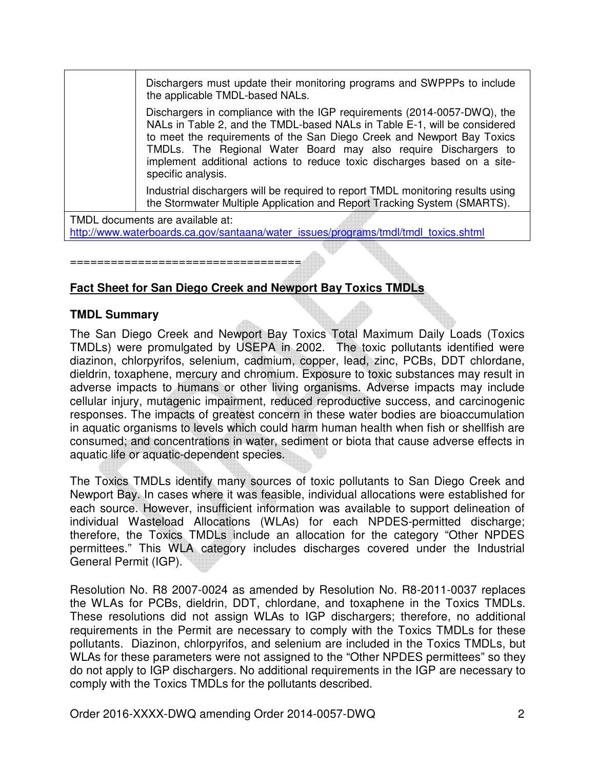| | |
|---|---|
| | Dischargers must update their monitoring programs and SWPPPs to include the applicable TMDL-based NALs. Dischargers in compliance with the IGP requirements (2014-0057-DWQ), the NALs in Table 2, and the TMDL-based NALs in Table E-1, will be considered to meet the requirements of the San Diego Creek and Newport Bay Toxics TMDLs. The Regional Water Board may also require Dischargers to implement additional actions to reduce toxic discharges based on a site-specific analysis. Industrial dischargers will be required to report TMDL monitoring results using the Stormwater Multiple Application and Report Tracking System (SMARTS). |
| TMDL documents are available at: http://www.waterboards.ca.gov/santaana/water_issues/programs/tmdl/tmdl_toxics.shtml | |

=================================

**Fact Sheet for San Diego Creek and Newport Bay Toxics TMDLs**

**TMDL Summary**

The San Diego Creek and Newport Bay Toxics Total Maximum Daily Loads (Toxics TMDLs) were promulgated by USEPA in 2002. The toxic pollutants identified were diazinon, chlorpyrifos, selenium, cadmium, copper, lead, zinc, PCBs, DDT chlordane, dieldrin, toxaphene, mercury and chromium. Exposure to toxic substances may result in adverse impacts to humans or other living organisms. Adverse impacts may include cellular injury, mutagenic impairment, reduced reproductive success, and carcinogenic responses. The impacts of greatest concern in these water bodies are bioaccumulation in aquatic organisms to levels which could harm human health when fish or shellfish are consumed; and concentrations in water, sediment or biota that cause adverse effects in aquatic life or aquatic-dependent species.

The Toxics TMDLs identify many sources of toxic pollutants to San Diego Creek and Newport Bay. In cases where it was feasible, individual allocations were established for each source. However, insufficient information was available to support delineation of individual Wasteload Allocations (WLAs) for each NPDES-permitted discharge; therefore, the Toxics TMDLs include an allocation for the category "Other NPDES permittees." This WLA category includes discharges covered under the Industrial General Permit (IGP).

Resolution No. R8 2007-0024 as amended by Resolution No. R8-2011-0037 replaces the WLAs for PCBs, dieldrin, DDT, chlordane, and toxaphene in the Toxics TMDLs. These resolutions did not assign WLAs to IGP dischargers; therefore, no additional requirements in the Permit are necessary to comply with the Toxics TMDLs for these pollutants. Diazinon, chlorpyrifos, and selenium are included in the Toxics TMDLs, but WLAs for these parameters were not assigned to the "Other NPDES permittees" so they do not apply to IGP dischargers. No additional requirements in the IGP are necessary to comply with the Toxics TMDLs for the pollutants described.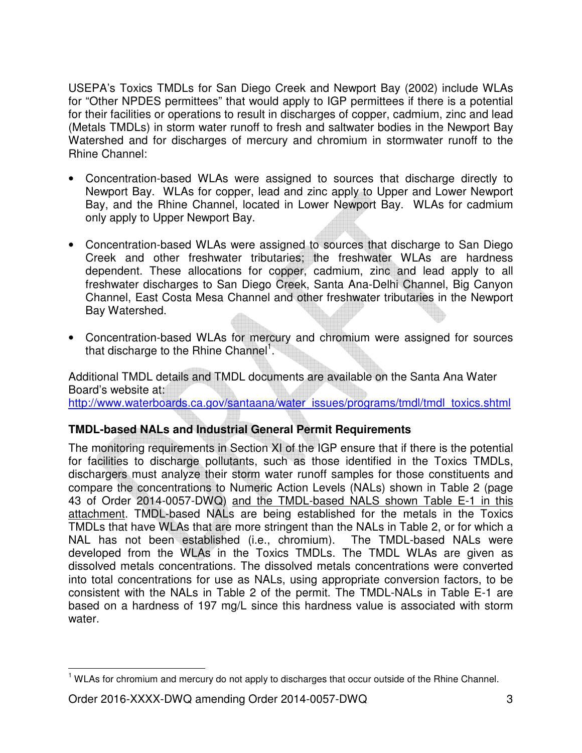USEPA's Toxics TMDLs for San Diego Creek and Newport Bay (2002) include WLAs for "Other NPDES permittees" that would apply to IGP permittees if there is a potential for their facilities or operations to result in discharges of copper, cadmium, zinc and lead (Metals TMDLs) in storm water runoff to fresh and saltwater bodies in the Newport Bay Watershed and for discharges of mercury and chromium in stormwater runoff to the Rhine Channel:

- Concentration-based WLAs were assigned to sources that discharge directly to Newport Bay. WLAs for copper, lead and zinc apply to Upper and Lower Newport Bay, and the Rhine Channel, located in Lower Newport Bay. WLAs for cadmium only apply to Upper Newport Bay.

- Concentration-based WLAs were assigned to sources that discharge to San Diego Creek and other freshwater tributaries; the freshwater WLAs are hardness dependent. These allocations for copper, cadmium, zinc and lead apply to all freshwater discharges to San Diego Creek, Santa Ana-Delhi Channel, Big Canyon Channel, East Costa Mesa Channel and other freshwater tributaries in the Newport Bay Watershed.

- Concentration-based WLAs for mercury and chromium were assigned for sources that discharge to the Rhine Channel[1].

Additional TMDL details and TMDL documents are available on the Santa Ana Water Board's website at:
http://www.waterboards.ca.gov/santaana/water_issues/programs/tmdl/tmdl_toxics.shtml

**TMDL-based NALs and Industrial General Permit Requirements**

The monitoring requirements in Section XI of the IGP ensure that if there is the potential for facilities to discharge pollutants, such as those identified in the Toxics TMDLs, dischargers must analyze their storm water runoff samples for those constituents and compare the concentrations to Numeric Action Levels (NALs) shown in Table 2 (page 43 of Order 2014-0057-DWQ) <u>and the TMDL-based NALS shown Table E-1 in this attachment</u>. TMDL-based NALs are being established for the metals in the Toxics TMDLs that have WLAs that are more stringent than the NALs in Table 2, or for which a NAL has not been established (i.e., chromium). The TMDL-based NALs were developed from the WLAs in the Toxics TMDLs. The TMDL WLAs are given as dissolved metals concentrations. The dissolved metals concentrations were converted into total concentrations for use as NALs, using appropriate conversion factors, to be consistent with the NALs in Table 2 of the permit. The TMDL-NALs in Table E-1 are based on a hardness of 197 mg/L since this hardness value is associated with storm water.

[1] WLAs for chromium and mercury do not apply to discharges that occur outside of the Rhine Channel.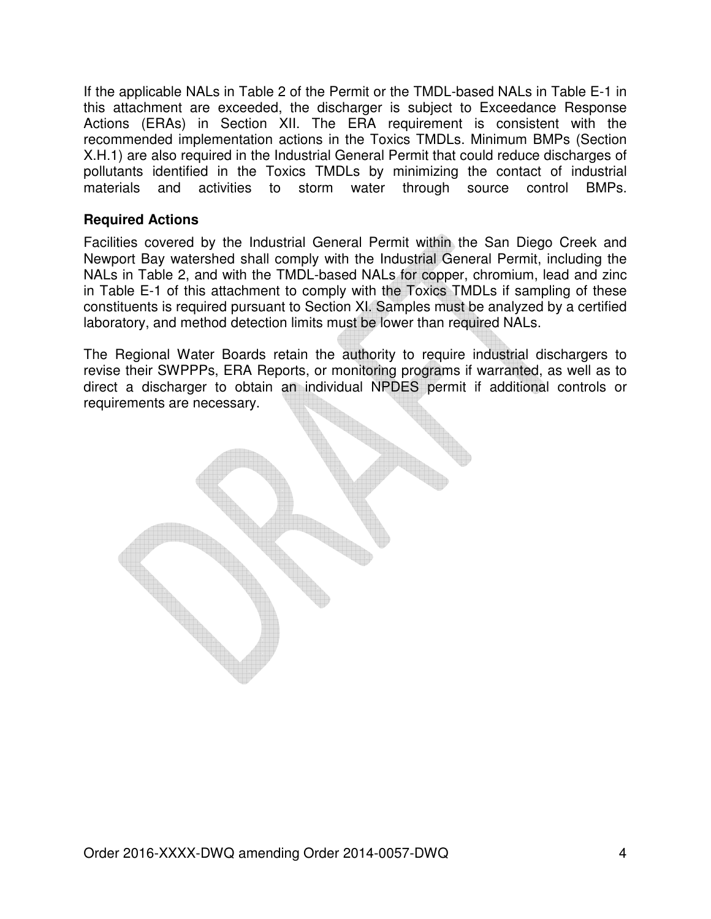If the applicable NALs in Table 2 of the Permit or the TMDL-based NALs in Table E-1 in this attachment are exceeded, the discharger is subject to Exceedance Response Actions (ERAs) in Section XII. The ERA requirement is consistent with the recommended implementation actions in the Toxics TMDLs. Minimum BMPs (Section X.H.1) are also required in the Industrial General Permit that could reduce discharges of pollutants identified in the Toxics TMDLs by minimizing the contact of industrial materials and activities to storm water through source control BMPs.

**Required Actions**

Facilities covered by the Industrial General Permit within the San Diego Creek and Newport Bay watershed shall comply with the Industrial General Permit, including the NALs in Table 2, and with the TMDL-based NALs for copper, chromium, lead and zinc in Table E-1 of this attachment to comply with the Toxics TMDLs if sampling of these constituents is required pursuant to Section XI. Samples must be analyzed by a certified laboratory, and method detection limits must be lower than required NALs.

The Regional Water Boards retain the authority to require industrial dischargers to revise their SWPPPs, ERA Reports, or monitoring programs if warranted, as well as to direct a discharger to obtain an individual NPDES permit if additional controls or requirements are necessary.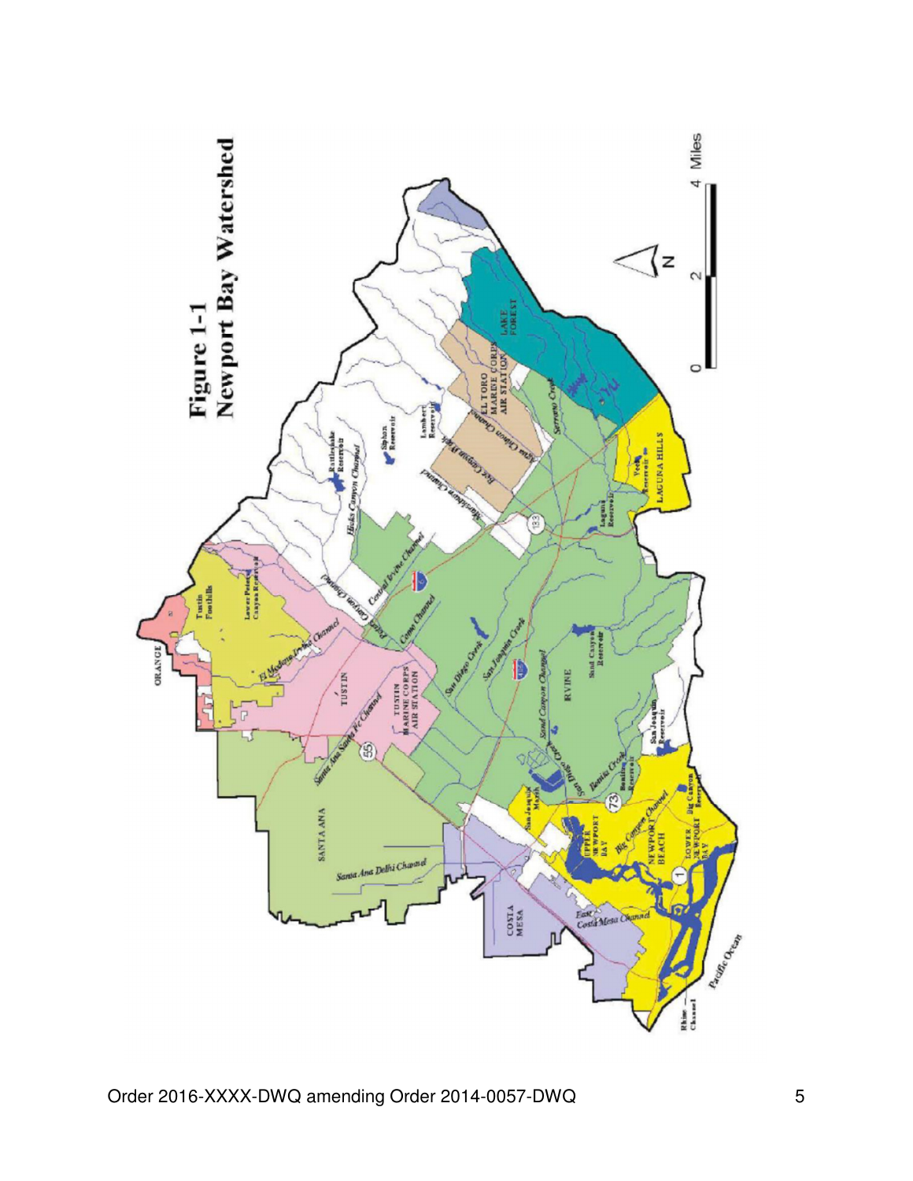**Figure 1-1**
**Newport Bay Watershed**

ORANGE

Tustin Foothills

Lower Peters Canyon Reservoir

El Modena-Irvine Channel

TUSTIN

TUSTIN MARINE CORPS AIR STATION

Santa Ana Santa Fe Channel

55

SANTA ANA

Santa Ana Delhi Channel

COSTA MESA

East Costa Mesa Channel

Rhine Channel

Pacific Ocean

LOWER NEWPORT BAY

1

NEWPORT BEACH

Big Canyon Channel

Big Canyon Reservoir

UPPER NEWPORT BAY

San Joaquin Marsh

San Diego Creek

73

Bonita Reservoir

Bonita Creek

San Joaquin Reservoir

Sand Canyon Channel

IRVINE

Sand Canyon Reservoir

San Joaquin Creek

San Diego Creek

Como Channel

Peters Canyon Channel

Central Irvine Channel

Hicks Canyon Channel

Rattlesnake Reservoir

Siphon Reservoir

Lambert Reservoir

Marshburn Channel

Bee Canyon Wash

Agua Chinon Channel

EL TORO MARINE CORPS AIR STATION

LAKE FOREST

Serrano Creek

133

Laguna Reservoir

Veeh Reservoir

LAGUNA HILLS

N

0 2 4 Miles